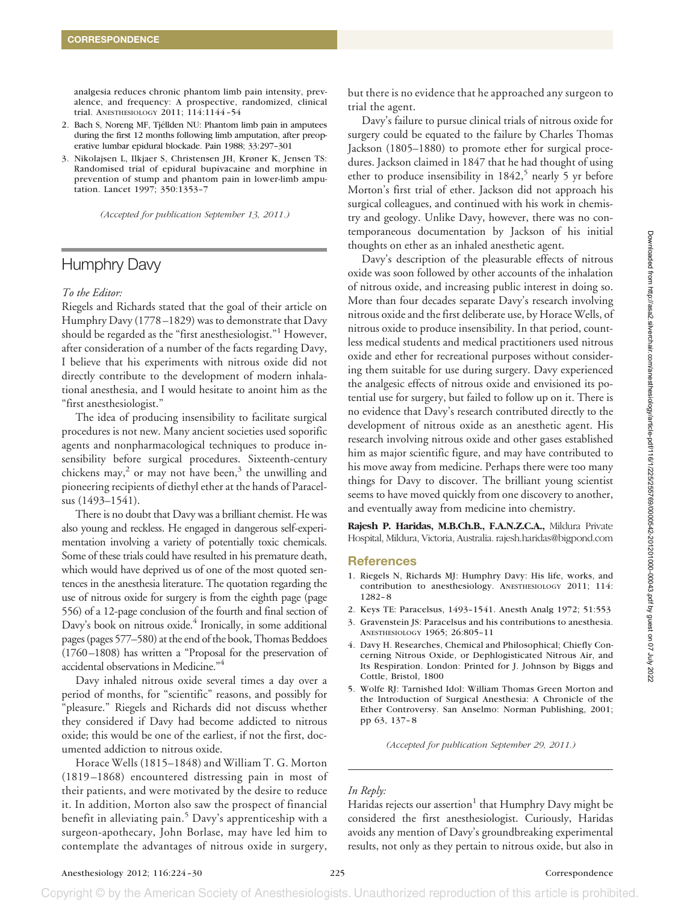analgesia reduces chronic phantom limb pain intensity, prevalence, and frequency: A prospective, randomized, clinical trial. Anesthesiology 2011; 114:1144–54
2. Bach S, Noreng MF, Tjéllden NU: Phantom limb pain in amputees during the first 12 months following limb amputation, after preoperative lumbar epidural blockade. Pain 1988; 33:297–301
3. Nikolajsen L, Ilkjaer S, Christensen JH, Krøner K, Jensen TS: Randomised trial of epidural bupivacaine and morphine in prevention of stump and phantom pain in lower-limb amputation. Lancet 1997; 350:1353–7

*(Accepted for publication September 13, 2011.)*

## Humphry Davy

*To the Editor:*

Riegels and Richards stated that the goal of their article on Humphry Davy (1778–1829) was to demonstrate that Davy should be regarded as the "first anesthesiologist."[1] However, after consideration of a number of the facts regarding Davy, I believe that his experiments with nitrous oxide did not directly contribute to the development of modern inhalational anesthesia, and I would hesitate to anoint him as the "first anesthesiologist."

The idea of producing insensibility to facilitate surgical procedures is not new. Many ancient societies used soporific agents and nonpharmacological techniques to produce insensibility before surgical procedures. Sixteenth-century chickens may,[2] or may not have been,[3] the unwilling and pioneering recipients of diethyl ether at the hands of Paracelsus (1493–1541).

There is no doubt that Davy was a brilliant chemist. He was also young and reckless. He engaged in dangerous self-experimentation involving a variety of potentially toxic chemicals. Some of these trials could have resulted in his premature death, which would have deprived us of one of the most quoted sentences in the anesthesia literature. The quotation regarding the use of nitrous oxide for surgery is from the eighth page (page 556) of a 12-page conclusion of the fourth and final section of Davy's book on nitrous oxide.[4] Ironically, in some additional pages (pages 577–580) at the end of the book, Thomas Beddoes (1760–1808) has written a "Proposal for the preservation of accidental observations in Medicine."[4]

Davy inhaled nitrous oxide several times a day over a period of months, for "scientific" reasons, and possibly for "pleasure." Riegels and Richards did not discuss whether they considered if Davy had become addicted to nitrous oxide; this would be one of the earliest, if not the first, documented addiction to nitrous oxide.

Horace Wells (1815–1848) and William T. G. Morton (1819–1868) encountered distressing pain in most of their patients, and were motivated by the desire to reduce it. In addition, Morton also saw the prospect of financial benefit in alleviating pain.[5] Davy's apprenticeship with a surgeon-apothecary, John Borlase, may have led him to contemplate the advantages of nitrous oxide in surgery, but there is no evidence that he approached any surgeon to trial the agent.

Davy's failure to pursue clinical trials of nitrous oxide for surgery could be equated to the failure by Charles Thomas Jackson (1805–1880) to promote ether for surgical procedures. Jackson claimed in 1847 that he had thought of using ether to produce insensibility in 1842,[5] nearly 5 yr before Morton's first trial of ether. Jackson did not approach his surgical colleagues, and continued with his work in chemistry and geology. Unlike Davy, however, there was no contemporaneous documentation by Jackson of his initial thoughts on ether as an inhaled anesthetic agent.

Davy's description of the pleasurable effects of nitrous oxide was soon followed by other accounts of the inhalation of nitrous oxide, and increasing public interest in doing so. More than four decades separate Davy's research involving nitrous oxide and the first deliberate use, by Horace Wells, of nitrous oxide to produce insensibility. In that period, countless medical students and medical practitioners used nitrous oxide and ether for recreational purposes without considering them suitable for use during surgery. Davy experienced the analgesic effects of nitrous oxide and envisioned its potential use for surgery, but failed to follow up on it. There is no evidence that Davy's research contributed directly to the development of nitrous oxide as an anesthetic agent. His research involving nitrous oxide and other gases established him as major scientific figure, and may have contributed to his move away from medicine. Perhaps there were too many things for Davy to discover. The brilliant young scientist seems to have moved quickly from one discovery to another, and eventually away from medicine into chemistry.

**Rajesh P. Haridas, M.B.Ch.B., F.A.N.Z.C.A.,** Mildura Private Hospital, Mildura, Victoria, Australia. rajesh.haridas@bigpond.com

### References

1. Riegels N, Richards MJ: Humphry Davy: His life, works, and contribution to anesthesiology. Anesthesiology 2011; 114: 1282–8
2. Keys TE: Paracelsus, 1493–1541. Anesth Analg 1972; 51:553
3. Gravenstein JS: Paracelsus and his contributions to anesthesia. Anesthesiology 1965; 26:805–11
4. Davy H. Researches, Chemical and Philosophical; Chiefly Concerning Nitrous Oxide, or Dephlogisticated Nitrous Air, and Its Respiration. London: Printed for J. Johnson by Biggs and Cottle, Bristol, 1800
5. Wolfe RJ: Tarnished Idol: William Thomas Green Morton and the Introduction of Surgical Anesthesia: A Chronicle of the Ether Controversy. San Anselmo: Norman Publishing, 2001; pp 63, 137–8

*(Accepted for publication September 29, 2011.)*

*In Reply:*

Haridas rejects our assertion[1] that Humphry Davy might be considered the first anesthesiologist. Curiously, Haridas avoids any mention of Davy's groundbreaking experimental results, not only as they pertain to nitrous oxide, but also in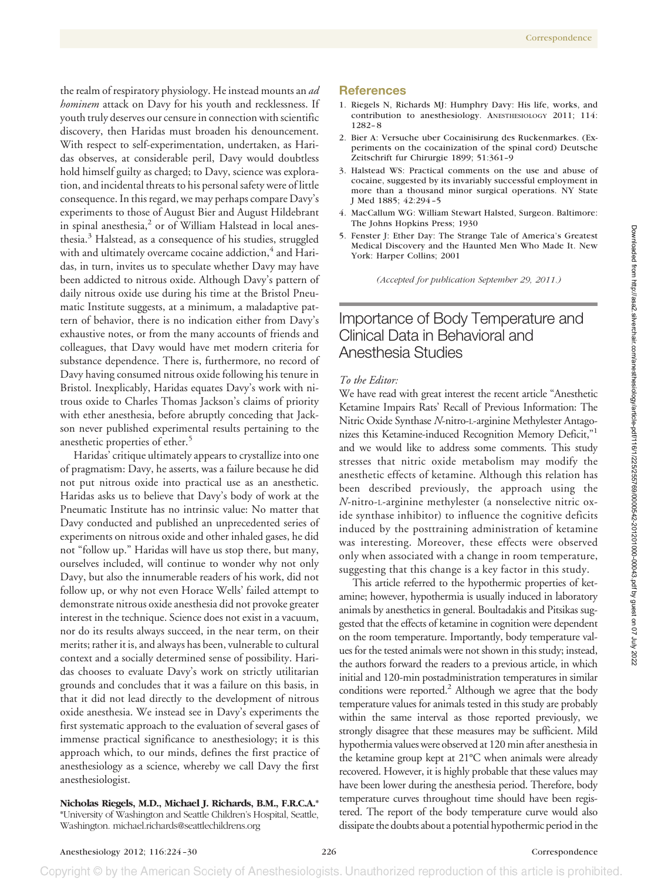the realm of respiratory physiology. He instead mounts an *ad hominem* attack on Davy for his youth and recklessness. If youth truly deserves our censure in connection with scientific discovery, then Haridas must broaden his denouncement. With respect to self-experimentation, undertaken, as Haridas observes, at considerable peril, Davy would doubtless hold himself guilty as charged; to Davy, science was exploration, and incidental threats to his personal safety were of little consequence. In this regard, we may perhaps compare Davy's experiments to those of August Bier and August Hildebrant in spinal anesthesia,[2] or of William Halstead in local anesthesia.[3] Halstead, as a consequence of his studies, struggled with and ultimately overcame cocaine addiction,[4] and Haridas, in turn, invites us to speculate whether Davy may have been addicted to nitrous oxide. Although Davy's pattern of daily nitrous oxide use during his time at the Bristol Pneumatic Institute suggests, at a minimum, a maladaptive pattern of behavior, there is no indication either from Davy's exhaustive notes, or from the many accounts of friends and colleagues, that Davy would have met modern criteria for substance dependence. There is, furthermore, no record of Davy having consumed nitrous oxide following his tenure in Bristol. Inexplicably, Haridas equates Davy's work with nitrous oxide to Charles Thomas Jackson's claims of priority with ether anesthesia, before abruptly conceding that Jackson never published experimental results pertaining to the anesthetic properties of ether.[5]

Haridas' critique ultimately appears to crystallize into one of pragmatism: Davy, he asserts, was a failure because he did not put nitrous oxide into practical use as an anesthetic. Haridas asks us to believe that Davy's body of work at the Pneumatic Institute has no intrinsic value: No matter that Davy conducted and published an unprecedented series of experiments on nitrous oxide and other inhaled gases, he did not "follow up." Haridas will have us stop there, but many, ourselves included, will continue to wonder why not only Davy, but also the innumerable readers of his work, did not follow up, or why not even Horace Wells' failed attempt to demonstrate nitrous oxide anesthesia did not provoke greater interest in the technique. Science does not exist in a vacuum, nor do its results always succeed, in the near term, on their merits; rather it is, and always has been, vulnerable to cultural context and a socially determined sense of possibility. Haridas chooses to evaluate Davy's work on strictly utilitarian grounds and concludes that it was a failure on this basis, in that it did not lead directly to the development of nitrous oxide anesthesia. We instead see in Davy's experiments the first systematic approach to the evaluation of several gases of immense practical significance to anesthesiology; it is this approach which, to our minds, defines the first practice of anesthesiology as a science, whereby we call Davy the first anesthesiologist.

**Nicholas Riegels, M.D., Michael J. Richards, B.M., F.R.C.A.\***
\*University of Washington and Seattle Children's Hospital, Seattle, Washington. michael.richards@seattlechildrens.org

## References

1. Riegels N, Richards MJ: Humphry Davy: His life, works, and contribution to anesthesiology. ANESTHESIOLOGY 2011; 114:1282–8
2. Bier A: Versuche uber Cocainisirung des Ruckenmarkes. (Experiments on the cocainization of the spinal cord) Deutsche Zeitschrift fur Chirurgie 1899; 51:361–9
3. Halstead WS: Practical comments on the use and abuse of cocaine, suggested by its invariably successful employment in more than a thousand minor surgical operations. NY State J Med 1885; 42:294–5
4. MacCallum WG: William Stewart Halsted, Surgeon. Baltimore: The Johns Hopkins Press; 1930
5. Fenster J: Ether Day: The Strange Tale of America's Greatest Medical Discovery and the Haunted Men Who Made It. New York: Harper Collins; 2001

*(Accepted for publication September 29, 2011.)*

# Importance of Body Temperature and Clinical Data in Behavioral and Anesthesia Studies

*To the Editor:*

We have read with great interest the recent article "Anesthetic Ketamine Impairs Rats' Recall of Previous Information: The Nitric Oxide Synthase *N*-nitro-L-arginine Methylester Antagonizes this Ketamine-induced Recognition Memory Deficit,"[1] and we would like to address some comments. This study stresses that nitric oxide metabolism may modify the anesthetic effects of ketamine. Although this relation has been described previously, the approach using the *N*-nitro-L-arginine methylester (a nonselective nitric oxide synthase inhibitor) to influence the cognitive deficits induced by the posttraining administration of ketamine was interesting. Moreover, these effects were observed only when associated with a change in room temperature, suggesting that this change is a key factor in this study.

This article referred to the hypothermic properties of ketamine; however, hypothermia is usually induced in laboratory animals by anesthetics in general. Boultadakis and Pitsikas suggested that the effects of ketamine in cognition were dependent on the room temperature. Importantly, body temperature values for the tested animals were not shown in this study; instead, the authors forward the readers to a previous article, in which initial and 120-min postadministration temperatures in similar conditions were reported.[2] Although we agree that the body temperature values for animals tested in this study are probably within the same interval as those reported previously, we strongly disagree that these measures may be sufficient. Mild hypothermia values were observed at 120 min after anesthesia in the ketamine group kept at 21°C when animals were already recovered. However, it is highly probable that these values may have been lower during the anesthesia period. Therefore, body temperature curves throughout time should have been registered. The report of the body temperature curve would also dissipate the doubts about a potential hypothermic period in the